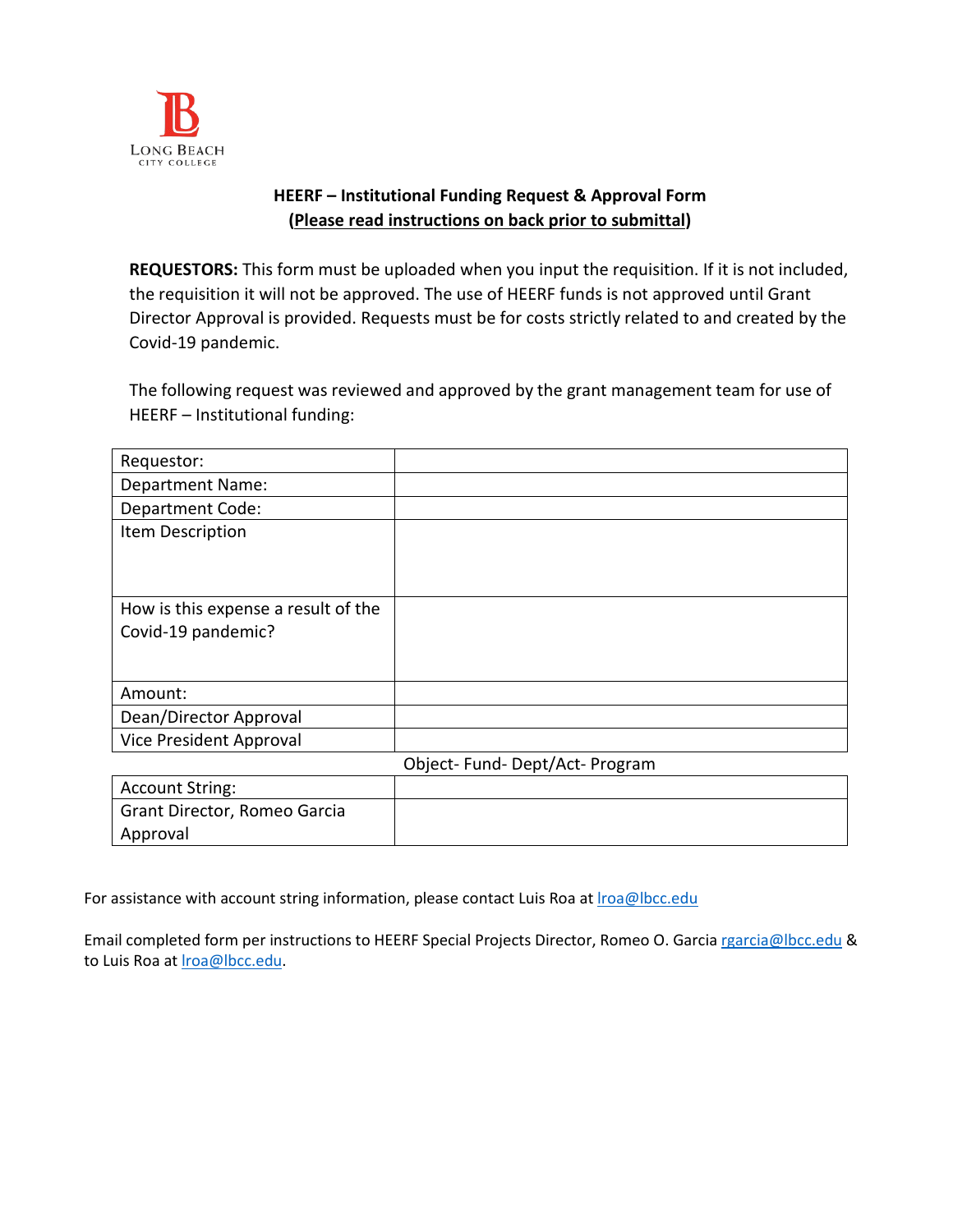LONG BEACH
CITY COLLEGE

## HEERF – Institutional Funding Request & Approval Form

**(Please read instructions on back prior to submittal)**

**REQUESTORS:** This form must be uploaded when you input the requisition. If it is not included, the requisition it will not be approved. The use of HEERF funds is not approved until Grant Director Approval is provided. Requests must be for costs strictly related to and created by the Covid-19 pandemic.

The following request was reviewed and approved by the grant management team for use of HEERF – Institutional funding:

| | |
|---|---|
| Requestor: | |
| Department Name: | |
| Department Code: | |
| Item Description | |
| How is this expense a result of the Covid-19 pandemic? | |
| Amount: | |
| Dean/Director Approval | |
| Vice President Approval | |
| | Object- Fund- Dept/Act- Program |
| Account String: | |
| Grant Director, Romeo Garcia Approval | |

For assistance with account string information, please contact Luis Roa at lroa@lbcc.edu

Email completed form per instructions to HEERF Special Projects Director, Romeo O. Garcia rgarcia@lbcc.edu & to Luis Roa at lroa@lbcc.edu.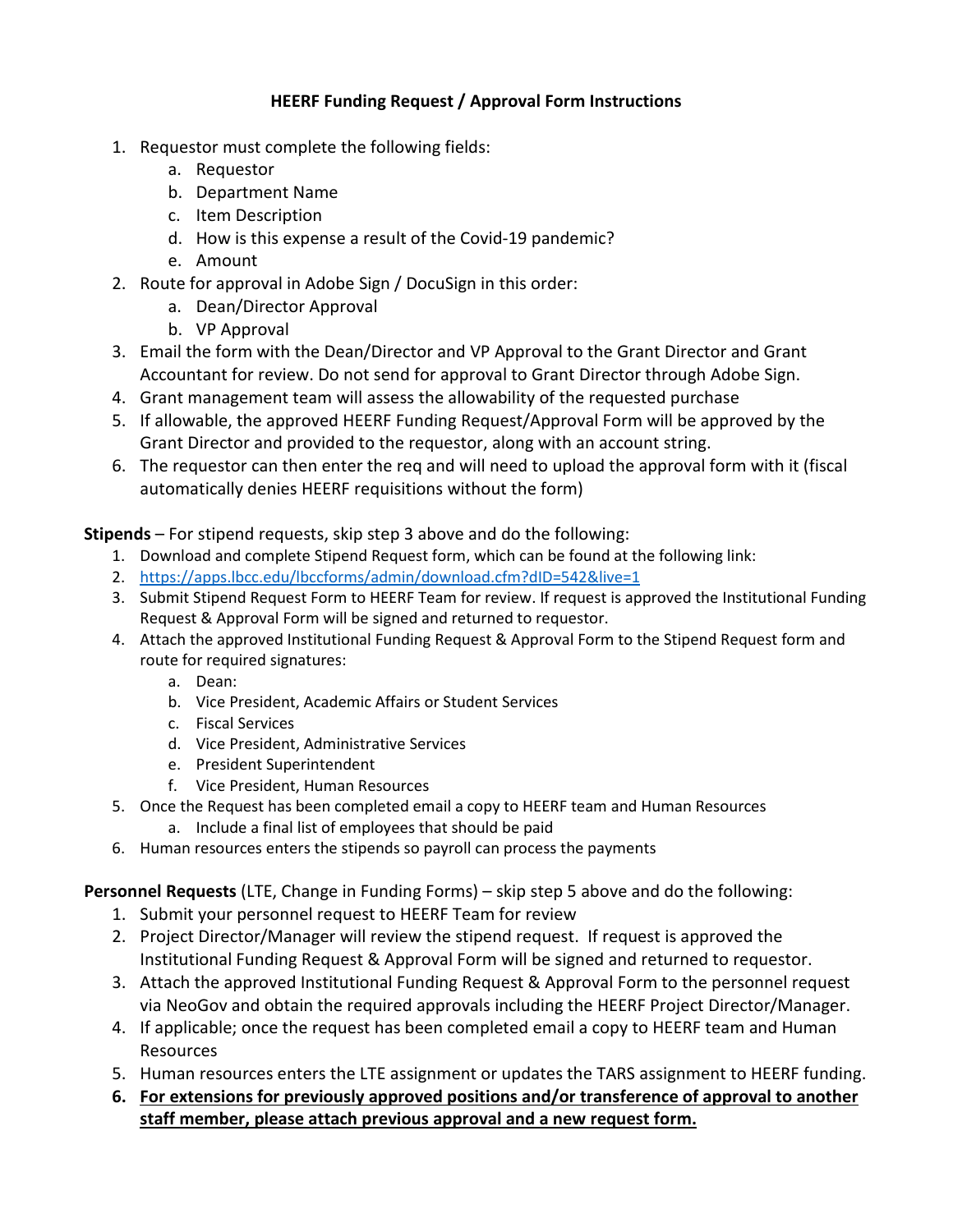### HEERF Funding Request / Approval Form Instructions

1. Requestor must complete the following fields:
   a. Requestor
   b. Department Name
   c. Item Description
   d. How is this expense a result of the Covid-19 pandemic?
   e. Amount
2. Route for approval in Adobe Sign / DocuSign in this order:
   a. Dean/Director Approval
   b. VP Approval
3. Email the form with the Dean/Director and VP Approval to the Grant Director and Grant Accountant for review. Do not send for approval to Grant Director through Adobe Sign.
4. Grant management team will assess the allowability of the requested purchase
5. If allowable, the approved HEERF Funding Request/Approval Form will be approved by the Grant Director and provided to the requestor, along with an account string.
6. The requestor can then enter the req and will need to upload the approval form with it (fiscal automatically denies HEERF requisitions without the form)

**Stipends** – For stipend requests, skip step 3 above and do the following:

1. Download and complete Stipend Request form, which can be found at the following link:
2. https://apps.lbcc.edu/lbccforms/admin/download.cfm?dID=542&live=1
3. Submit Stipend Request Form to HEERF Team for review. If request is approved the Institutional Funding Request & Approval Form will be signed and returned to requestor.
4. Attach the approved Institutional Funding Request & Approval Form to the Stipend Request form and route for required signatures:
   a. Dean:
   b. Vice President, Academic Affairs or Student Services
   c. Fiscal Services
   d. Vice President, Administrative Services
   e. President Superintendent
   f. Vice President, Human Resources
5. Once the Request has been completed email a copy to HEERF team and Human Resources
   a. Include a final list of employees that should be paid
6. Human resources enters the stipends so payroll can process the payments

**Personnel Requests** (LTE, Change in Funding Forms) – skip step 5 above and do the following:

1. Submit your personnel request to HEERF Team for review
2. Project Director/Manager will review the stipend request. If request is approved the Institutional Funding Request & Approval Form will be signed and returned to requestor.
3. Attach the approved Institutional Funding Request & Approval Form to the personnel request via NeoGov and obtain the required approvals including the HEERF Project Director/Manager.
4. If applicable; once the request has been completed email a copy to HEERF team and Human Resources
5. Human resources enters the LTE assignment or updates the TARS assignment to HEERF funding.
6. **For extensions for previously approved positions and/or transference of approval to another staff member, please attach previous approval and a new request form.**